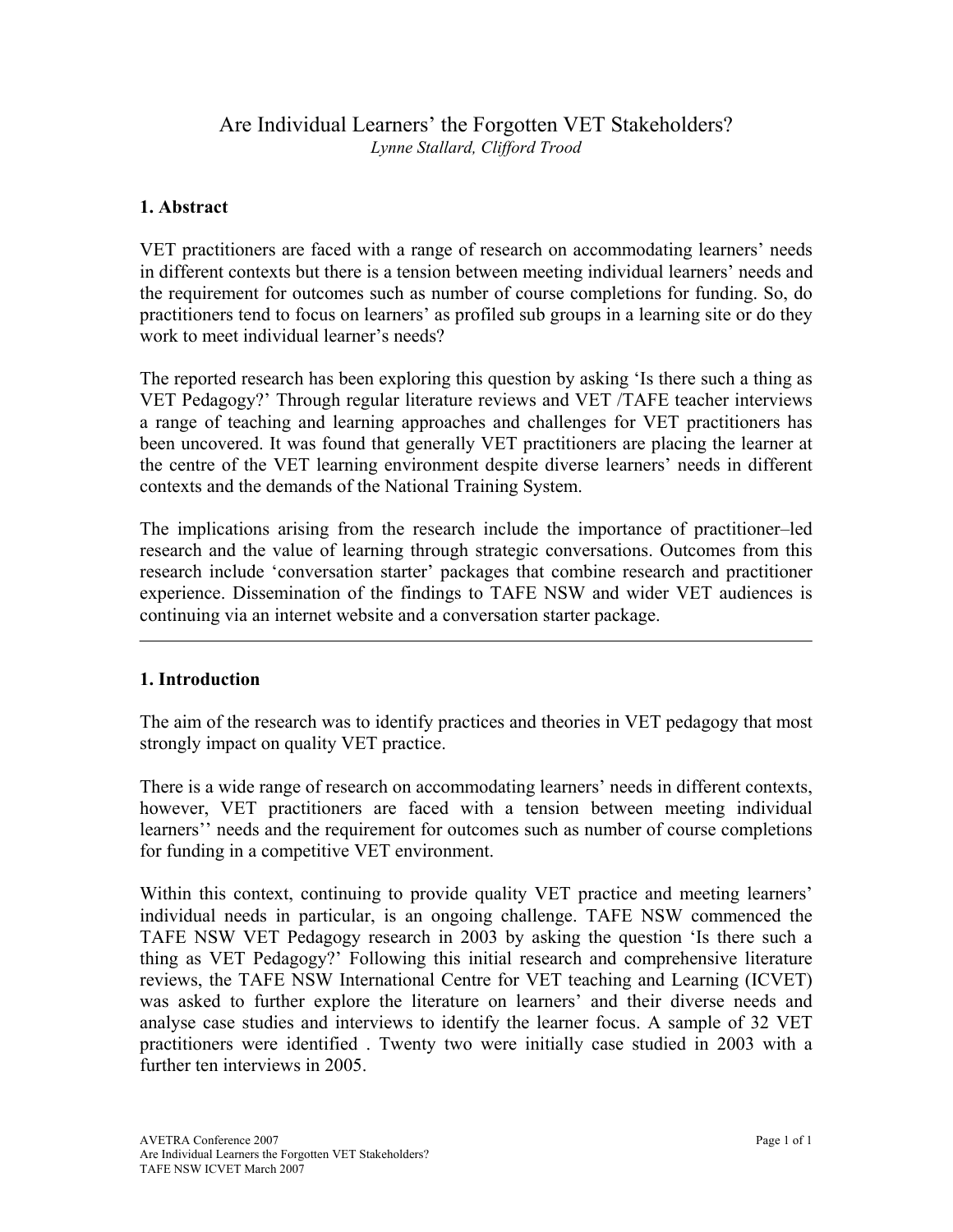# Are Individual Learners' the Forgotten VET Stakeholders?

*Lynne Stallard, Clifford Trood*

## 1. Abstract

VET practitioners are faced with a range of research on accommodating learners' needs in different contexts but there is a tension between meeting individual learners' needs and the requirement for outcomes such as number of course completions for funding. So, do practitioners tend to focus on learners' as profiled sub groups in a learning site or do they work to meet individual learner's needs?

The reported research has been exploring this question by asking 'Is there such a thing as VET Pedagogy?' Through regular literature reviews and VET /TAFE teacher interviews a range of teaching and learning approaches and challenges for VET practitioners has been uncovered. It was found that generally VET practitioners are placing the learner at the centre of the VET learning environment despite diverse learners' needs in different contexts and the demands of the National Training System.

The implications arising from the research include the importance of practitioner–led research and the value of learning through strategic conversations. Outcomes from this research include 'conversation starter' packages that combine research and practitioner experience. Dissemination of the findings to TAFE NSW and wider VET audiences is continuing via an internet website and a conversation starter package.

---

## 1. Introduction

The aim of the research was to identify practices and theories in VET pedagogy that most strongly impact on quality VET practice.

There is a wide range of research on accommodating learners' needs in different contexts, however, VET practitioners are faced with a tension between meeting individual learners'' needs and the requirement for outcomes such as number of course completions for funding in a competitive VET environment.

Within this context, continuing to provide quality VET practice and meeting learners' individual needs in particular, is an ongoing challenge. TAFE NSW commenced the TAFE NSW VET Pedagogy research in 2003 by asking the question 'Is there such a thing as VET Pedagogy?' Following this initial research and comprehensive literature reviews, the TAFE NSW International Centre for VET teaching and Learning (ICVET) was asked to further explore the literature on learners' and their diverse needs and analyse case studies and interviews to identify the learner focus. A sample of 32 VET practitioners were identified . Twenty two were initially case studied in 2003 with a further ten interviews in 2005.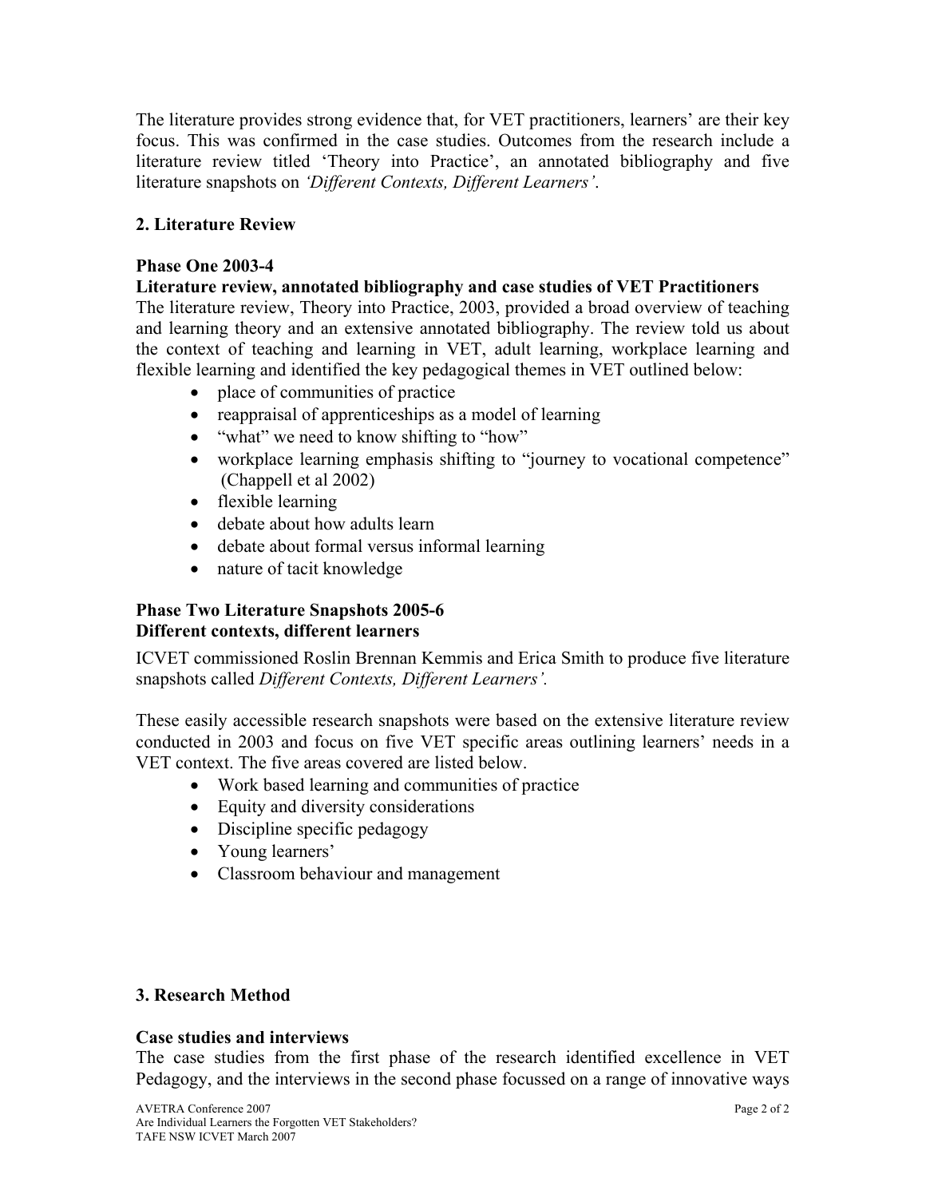The literature provides strong evidence that, for VET practitioners, learners' are their key focus. This was confirmed in the case studies. Outcomes from the research include a literature review titled 'Theory into Practice', an annotated bibliography and five literature snapshots on *'Different Contexts, Different Learners'*.

## 2. Literature Review

### Phase One 2003-4

### Literature review, annotated bibliography and case studies of VET Practitioners

The literature review, Theory into Practice, 2003, provided a broad overview of teaching and learning theory and an extensive annotated bibliography. The review told us about the context of teaching and learning in VET, adult learning, workplace learning and flexible learning and identified the key pedagogical themes in VET outlined below:

- place of communities of practice
- reappraisal of apprenticeships as a model of learning
- "what" we need to know shifting to "how"
- workplace learning emphasis shifting to "journey to vocational competence" (Chappell et al 2002)
- flexible learning
- debate about how adults learn
- debate about formal versus informal learning
- nature of tacit knowledge

### Phase Two Literature Snapshots 2005-6

### Different contexts, different learners

ICVET commissioned Roslin Brennan Kemmis and Erica Smith to produce five literature snapshots called *Different Contexts, Different Learners'.*

These easily accessible research snapshots were based on the extensive literature review conducted in 2003 and focus on five VET specific areas outlining learners' needs in a VET context. The five areas covered are listed below.

- Work based learning and communities of practice
- Equity and diversity considerations
- Discipline specific pedagogy
- Young learners'
- Classroom behaviour and management

## 3. Research Method

### Case studies and interviews

The case studies from the first phase of the research identified excellence in VET Pedagogy, and the interviews in the second phase focussed on a range of innovative ways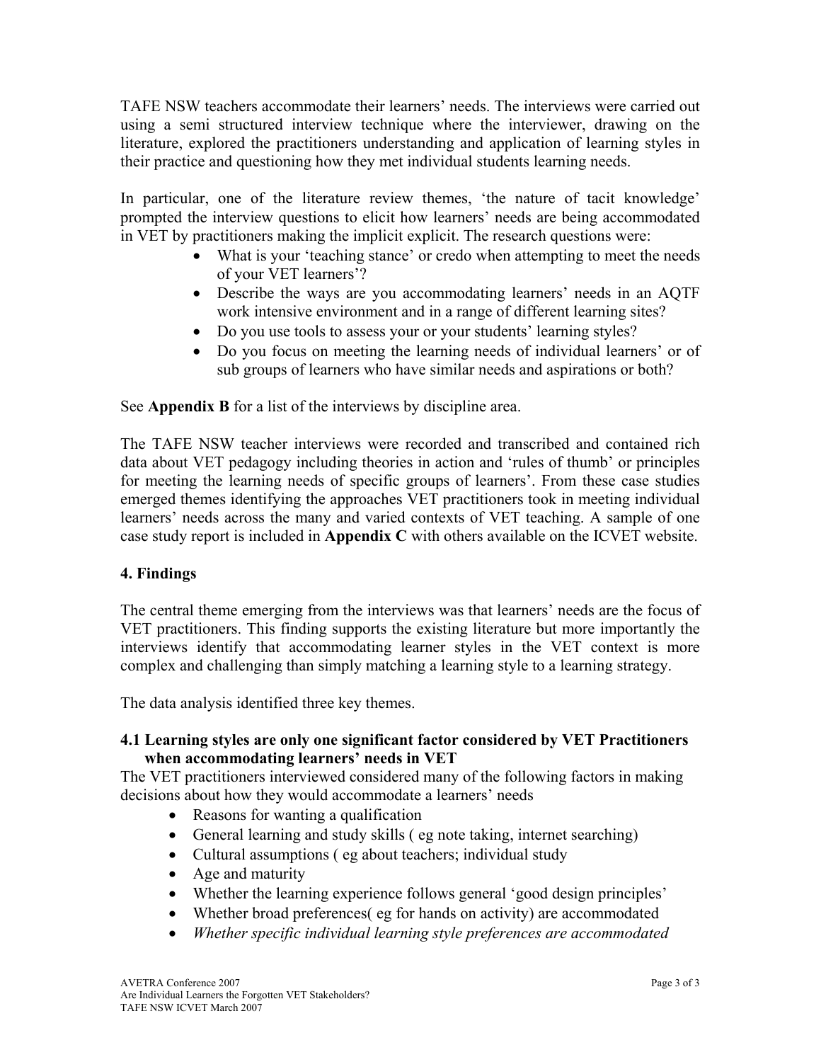TAFE NSW teachers accommodate their learners' needs. The interviews were carried out using a semi structured interview technique where the interviewer, drawing on the literature, explored the practitioners understanding and application of learning styles in their practice and questioning how they met individual students learning needs.

In particular, one of the literature review themes, 'the nature of tacit knowledge' prompted the interview questions to elicit how learners' needs are being accommodated in VET by practitioners making the implicit explicit. The research questions were:

- What is your 'teaching stance' or credo when attempting to meet the needs of your VET learners'?
- Describe the ways are you accommodating learners' needs in an AQTF work intensive environment and in a range of different learning sites?
- Do you use tools to assess your or your students' learning styles?
- Do you focus on meeting the learning needs of individual learners' or of sub groups of learners who have similar needs and aspirations or both?

See **Appendix B** for a list of the interviews by discipline area.

The TAFE NSW teacher interviews were recorded and transcribed and contained rich data about VET pedagogy including theories in action and 'rules of thumb' or principles for meeting the learning needs of specific groups of learners'. From these case studies emerged themes identifying the approaches VET practitioners took in meeting individual learners' needs across the many and varied contexts of VET teaching. A sample of one case study report is included in **Appendix C** with others available on the ICVET website.

## 4. Findings

The central theme emerging from the interviews was that learners' needs are the focus of VET practitioners. This finding supports the existing literature but more importantly the interviews identify that accommodating learner styles in the VET context is more complex and challenging than simply matching a learning style to a learning strategy.

The data analysis identified three key themes.

### 4.1 Learning styles are only one significant factor considered by VET Practitioners when accommodating learners' needs in VET

The VET practitioners interviewed considered many of the following factors in making decisions about how they would accommodate a learners' needs

- Reasons for wanting a qualification
- General learning and study skills ( eg note taking, internet searching)
- Cultural assumptions ( eg about teachers; individual study
- Age and maturity
- Whether the learning experience follows general 'good design principles'
- Whether broad preferences( eg for hands on activity) are accommodated
- *Whether specific individual learning style preferences are accommodated*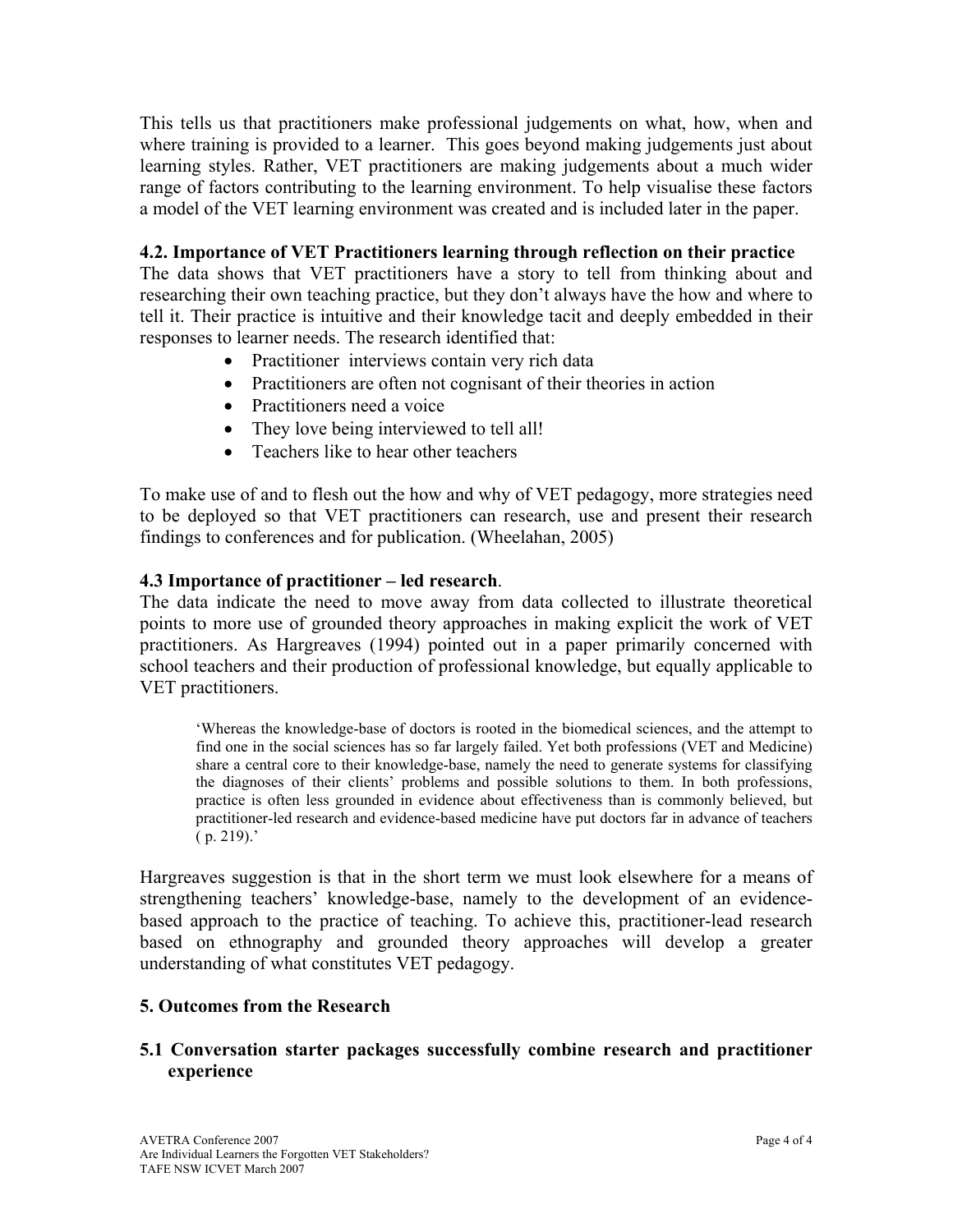This tells us that practitioners make professional judgements on what, how, when and where training is provided to a learner. This goes beyond making judgements just about learning styles. Rather, VET practitioners are making judgements about a much wider range of factors contributing to the learning environment. To help visualise these factors a model of the VET learning environment was created and is included later in the paper.

### 4.2. Importance of VET Practitioners learning through reflection on their practice

The data shows that VET practitioners have a story to tell from thinking about and researching their own teaching practice, but they don't always have the how and where to tell it. Their practice is intuitive and their knowledge tacit and deeply embedded in their responses to learner needs. The research identified that:

- Practitioner interviews contain very rich data
- Practitioners are often not cognisant of their theories in action
- Practitioners need a voice
- They love being interviewed to tell all!
- Teachers like to hear other teachers

To make use of and to flesh out the how and why of VET pedagogy, more strategies need to be deployed so that VET practitioners can research, use and present their research findings to conferences and for publication. (Wheelahan, 2005)

### 4.3 Importance of practitioner – led research.

The data indicate the need to move away from data collected to illustrate theoretical points to more use of grounded theory approaches in making explicit the work of VET practitioners. As Hargreaves (1994) pointed out in a paper primarily concerned with school teachers and their production of professional knowledge, but equally applicable to VET practitioners.

> 'Whereas the knowledge-base of doctors is rooted in the biomedical sciences, and the attempt to find one in the social sciences has so far largely failed. Yet both professions (VET and Medicine) share a central core to their knowledge-base, namely the need to generate systems for classifying the diagnoses of their clients' problems and possible solutions to them. In both professions, practice is often less grounded in evidence about effectiveness than is commonly believed, but practitioner-led research and evidence-based medicine have put doctors far in advance of teachers ( p. 219).'

Hargreaves suggestion is that in the short term we must look elsewhere for a means of strengthening teachers' knowledge-base, namely to the development of an evidence-based approach to the practice of teaching. To achieve this, practitioner-lead research based on ethnography and grounded theory approaches will develop a greater understanding of what constitutes VET pedagogy.

## 5. Outcomes from the Research

### 5.1 Conversation starter packages successfully combine research and practitioner experience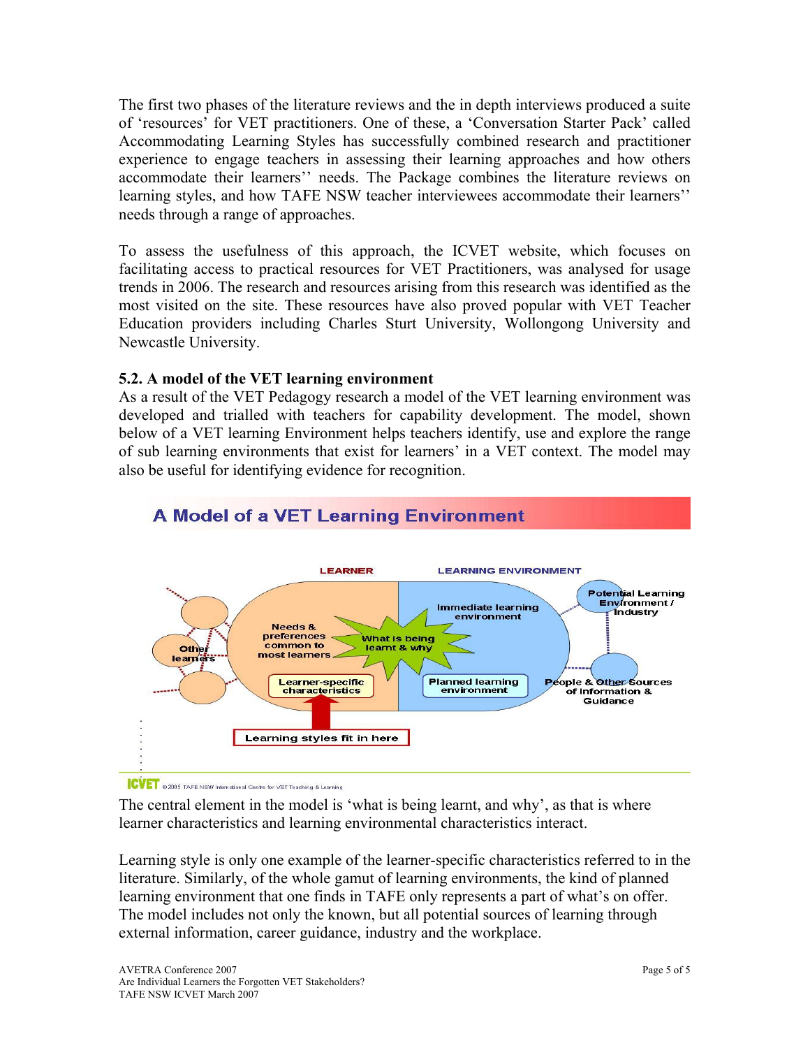The first two phases of the literature reviews and the in depth interviews produced a suite of 'resources' for VET practitioners. One of these, a 'Conversation Starter Pack' called Accommodating Learning Styles has successfully combined research and practitioner experience to engage teachers in assessing their learning approaches and how others accommodate their learners'' needs. The Package combines the literature reviews on learning styles, and how TAFE NSW teacher interviewees accommodate their learners'' needs through a range of approaches.

To assess the usefulness of this approach, the ICVET website, which focuses on facilitating access to practical resources for VET Practitioners, was analysed for usage trends in 2006. The research and resources arising from this research was identified as the most visited on the site. These resources have also proved popular with VET Teacher Education providers including Charles Sturt University, Wollongong University and Newcastle University.

### 5.2. A model of the VET learning environment

As a result of the VET Pedagogy research a model of the VET learning environment was developed and trialled with teachers for capability development. The model, shown below of a VET learning Environment helps teachers identify, use and explore the range of sub learning environments that exist for learners' in a VET context. The model may also be useful for identifying evidence for recognition.

**A Model of a VET Learning Environment**

LEARNER | LEARNING ENVIRONMENT

Other learners; Needs & preferences common to most learners; What is being learnt & why; Immediate learning environment; Learner-specific characteristics; Planned learning environment; Potential Learning Environment / Industry; People & Other Sources of Information & Guidance; Learning styles fit in here

ICVET © 2005 TAFE NSW International Centre for VET Teaching & Learning

The central element in the model is 'what is being learnt, and why', as that is where learner characteristics and learning environmental characteristics interact.

Learning style is only one example of the learner-specific characteristics referred to in the literature. Similarly, of the whole gamut of learning environments, the kind of planned learning environment that one finds in TAFE only represents a part of what's on offer. The model includes not only the known, but all potential sources of learning through external information, career guidance, industry and the workplace.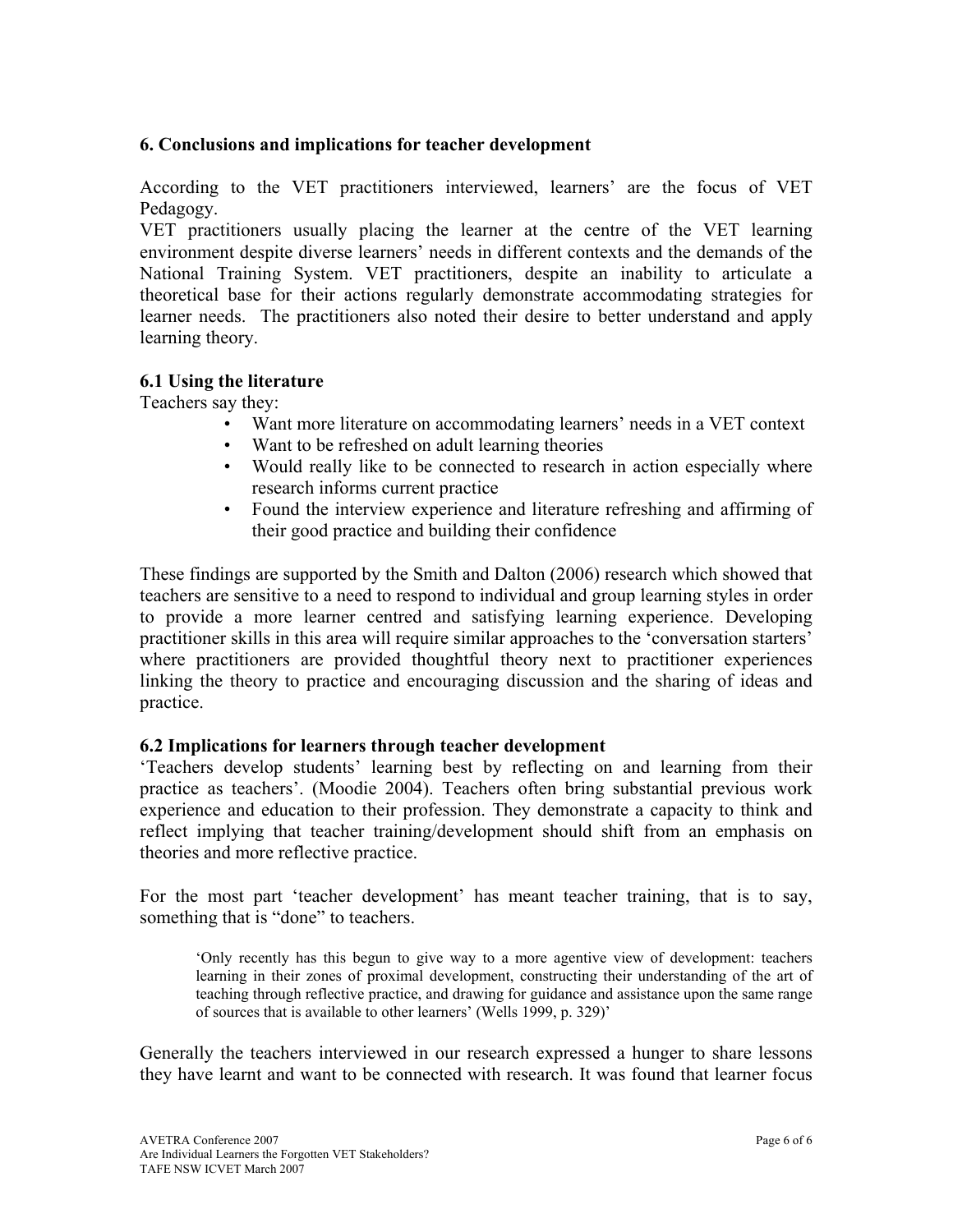## 6. Conclusions and implications for teacher development

According to the VET practitioners interviewed, learners' are the focus of VET Pedagogy.
VET practitioners usually placing the learner at the centre of the VET learning environment despite diverse learners' needs in different contexts and the demands of the National Training System. VET practitioners, despite an inability to articulate a theoretical base for their actions regularly demonstrate accommodating strategies for learner needs. The practitioners also noted their desire to better understand and apply learning theory.

### 6.1 Using the literature

Teachers say they:

- Want more literature on accommodating learners' needs in a VET context
- Want to be refreshed on adult learning theories
- Would really like to be connected to research in action especially where research informs current practice
- Found the interview experience and literature refreshing and affirming of their good practice and building their confidence

These findings are supported by the Smith and Dalton (2006) research which showed that teachers are sensitive to a need to respond to individual and group learning styles in order to provide a more learner centred and satisfying learning experience. Developing practitioner skills in this area will require similar approaches to the 'conversation starters' where practitioners are provided thoughtful theory next to practitioner experiences linking the theory to practice and encouraging discussion and the sharing of ideas and practice.

### 6.2 Implications for learners through teacher development

'Teachers develop students' learning best by reflecting on and learning from their practice as teachers'. (Moodie 2004). Teachers often bring substantial previous work experience and education to their profession. They demonstrate a capacity to think and reflect implying that teacher training/development should shift from an emphasis on theories and more reflective practice.

For the most part 'teacher development' has meant teacher training, that is to say, something that is "done" to teachers.

> 'Only recently has this begun to give way to a more agentive view of development: teachers learning in their zones of proximal development, constructing their understanding of the art of teaching through reflective practice, and drawing for guidance and assistance upon the same range of sources that is available to other learners' (Wells 1999, p. 329)'

Generally the teachers interviewed in our research expressed a hunger to share lessons they have learnt and want to be connected with research. It was found that learner focus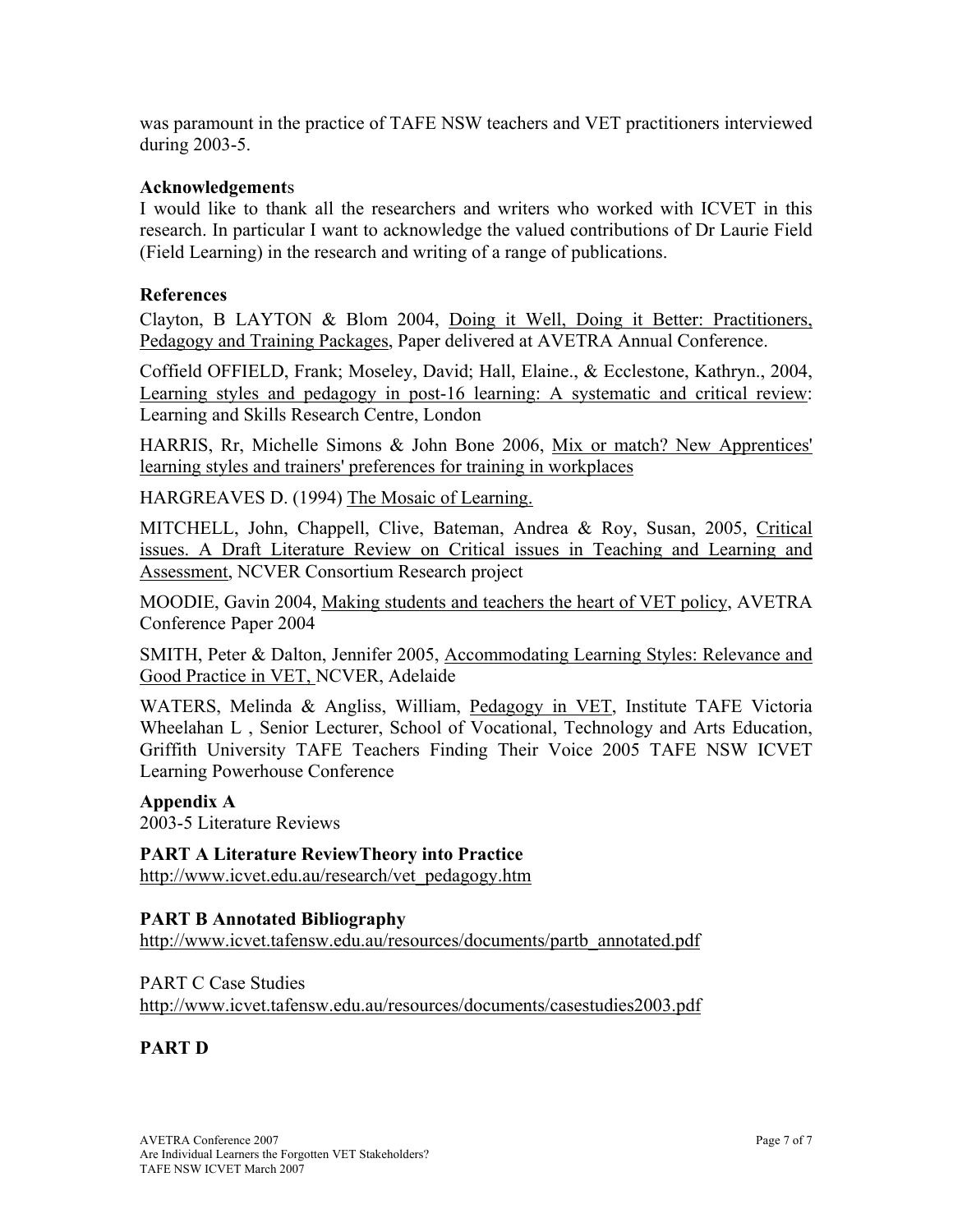was paramount in the practice of TAFE NSW teachers and VET practitioners interviewed during 2003-5.

**Acknowledgements**

I would like to thank all the researchers and writers who worked with ICVET in this research. In particular I want to acknowledge the valued contributions of Dr Laurie Field (Field Learning) in the research and writing of a range of publications.

**References**

Clayton, B LAYTON & Blom 2004, Doing it Well, Doing it Better: Practitioners, Pedagogy and Training Packages, Paper delivered at AVETRA Annual Conference.

Coffield OFFIELD, Frank; Moseley, David; Hall, Elaine., & Ecclestone, Kathryn., 2004, Learning styles and pedagogy in post-16 learning: A systematic and critical review: Learning and Skills Research Centre, London

HARRIS, Rr, Michelle Simons & John Bone 2006, Mix or match? New Apprentices' learning styles and trainers' preferences for training in workplaces

HARGREAVES D. (1994) The Mosaic of Learning.

MITCHELL, John, Chappell, Clive, Bateman, Andrea & Roy, Susan, 2005, Critical issues. A Draft Literature Review on Critical issues in Teaching and Learning and Assessment, NCVER Consortium Research project

MOODIE, Gavin 2004, Making students and teachers the heart of VET policy, AVETRA Conference Paper 2004

SMITH, Peter & Dalton, Jennifer 2005, Accommodating Learning Styles: Relevance and Good Practice in VET, NCVER, Adelaide

WATERS, Melinda & Angliss, William, Pedagogy in VET, Institute TAFE Victoria Wheelahan L , Senior Lecturer, School of Vocational, Technology and Arts Education, Griffith University TAFE Teachers Finding Their Voice 2005 TAFE NSW ICVET Learning Powerhouse Conference

**Appendix A**

2003-5 Literature Reviews

**PART A Literature ReviewTheory into Practice**

http://www.icvet.edu.au/research/vet_pedagogy.htm

**PART B Annotated Bibliography**

http://www.icvet.tafensw.edu.au/resources/documents/partb_annotated.pdf

PART C Case Studies

http://www.icvet.tafensw.edu.au/resources/documents/casestudies2003.pdf

**PART D**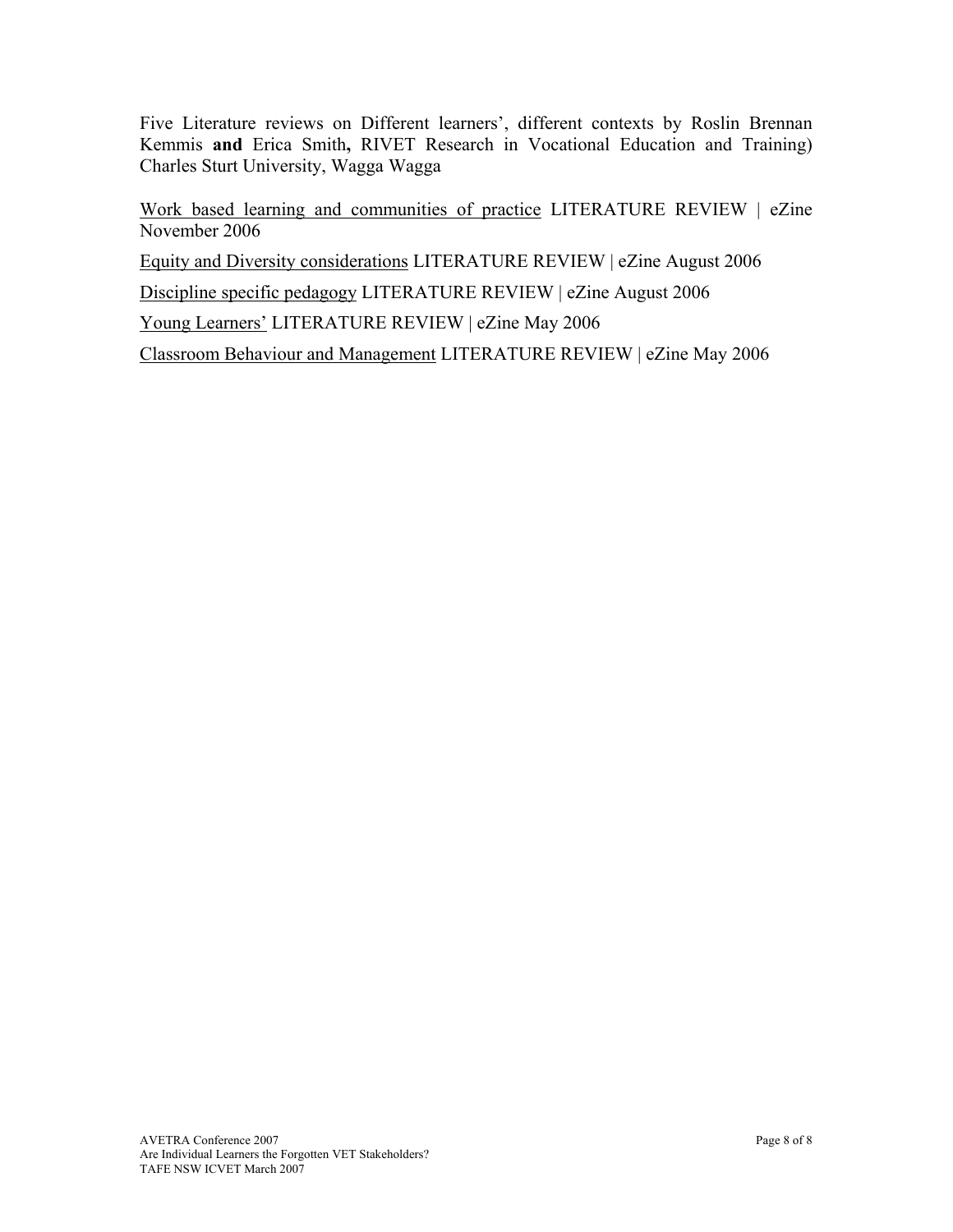Five Literature reviews on Different learners', different contexts by Roslin Brennan Kemmis **and** Erica Smith**,** RIVET Research in Vocational Education and Training) Charles Sturt University, Wagga Wagga

<u>Work based learning and communities of practice</u> LITERATURE REVIEW | eZine November 2006

<u>Equity and Diversity considerations</u> LITERATURE REVIEW | eZine August 2006

<u>Discipline specific pedagogy</u> LITERATURE REVIEW | eZine August 2006

<u>Young Learners'</u> LITERATURE REVIEW | eZine May 2006

<u>Classroom Behaviour and Management</u> LITERATURE REVIEW | eZine May 2006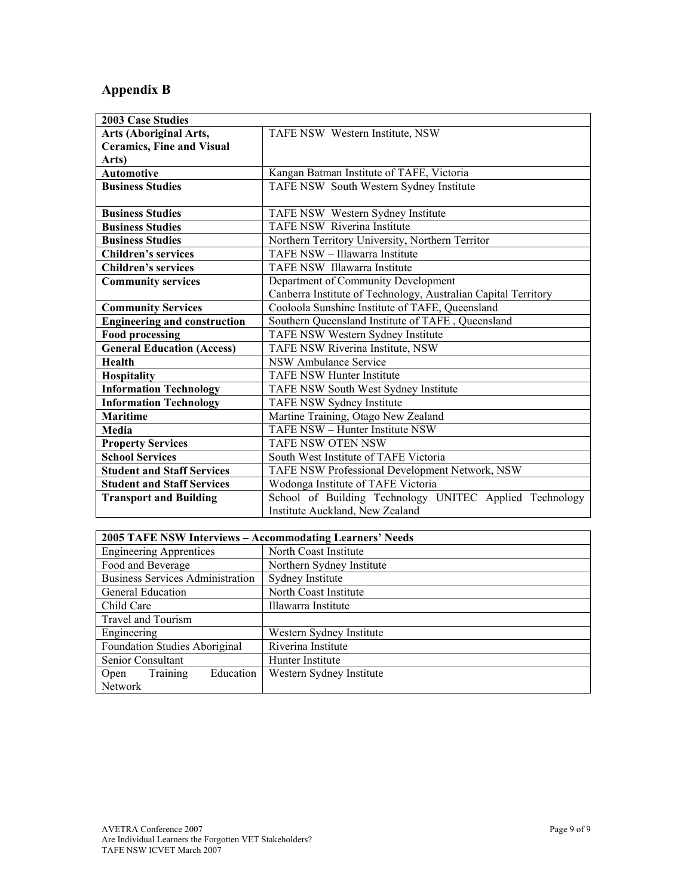## Appendix B

| 2003 Case Studies | |
|---|---|
| **Arts (Aboriginal Arts, Ceramics, Fine and Visual Arts)** | TAFE NSW Western Institute, NSW |
| **Automotive** | Kangan Batman Institute of TAFE, Victoria |
| **Business Studies** | TAFE NSW South Western Sydney Institute |
| **Business Studies** | TAFE NSW Western Sydney Institute |
| **Business Studies** | TAFE NSW Riverina Institute |
| **Business Studies** | Northern Territory University, Northern Territor |
| **Children's services** | TAFE NSW – Illawarra Institute |
| **Children's services** | TAFE NSW Illawarra Institute |
| **Community services** | Department of Community Development<br>Canberra Institute of Technology, Australian Capital Territory |
| **Community Services** | Cooloola Sunshine Institute of TAFE, Queensland |
| **Engineering and construction** | Southern Queensland Institute of TAFE , Queensland |
| **Food processing** | TAFE NSW Western Sydney Institute |
| **General Education (Access)** | TAFE NSW Riverina Institute, NSW |
| **Health** | NSW Ambulance Service |
| **Hospitality** | TAFE NSW Hunter Institute |
| **Information Technology** | TAFE NSW South West Sydney Institute |
| **Information Technology** | TAFE NSW Sydney Institute |
| **Maritime** | Martine Training, Otago New Zealand |
| **Media** | TAFE NSW – Hunter Institute NSW |
| **Property Services** | TAFE NSW OTEN NSW |
| **School Services** | South West Institute of TAFE Victoria |
| **Student and Staff Services** | TAFE NSW Professional Development Network, NSW |
| **Student and Staff Services** | Wodonga Institute of TAFE Victoria |
| **Transport and Building** | School of Building Technology UNITEC Applied Technology Institute Auckland, New Zealand |

| 2005 TAFE NSW Interviews – Accommodating Learners' Needs | |
|---|---|
| Engineering Apprentices | North Coast Institute |
| Food and Beverage | Northern Sydney Institute |
| Business Services Administration | Sydney Institute |
| General Education | North Coast Institute |
| Child Care | Illawarra Institute |
| Travel and Tourism | |
| Engineering | Western Sydney Institute |
| Foundation Studies Aboriginal | Riverina Institute |
| Senior Consultant | Hunter Institute |
| Open Training Education Network | Western Sydney Institute |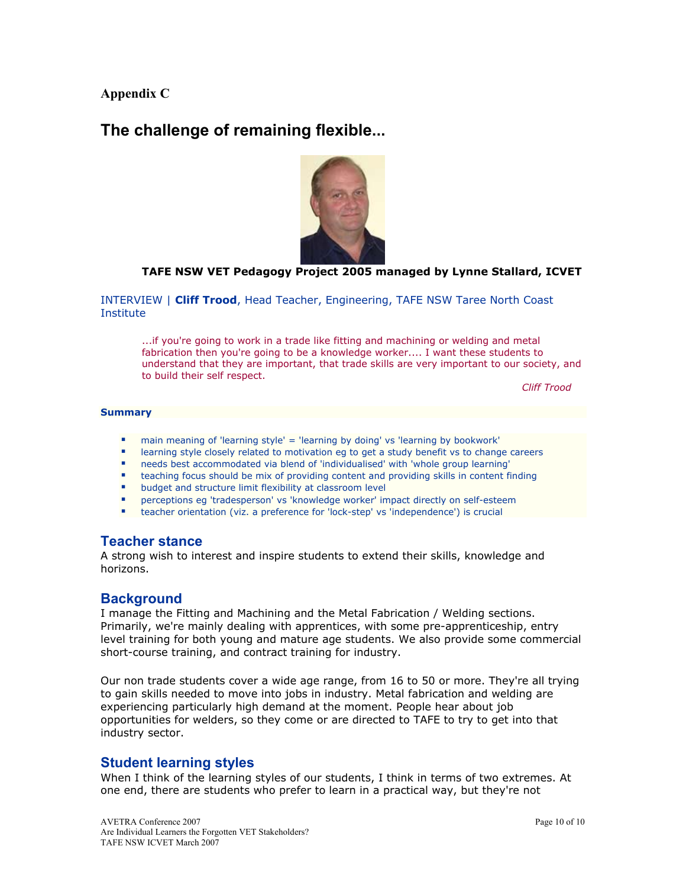**Appendix C**

# The challenge of remaining flexible...

**TAFE NSW VET Pedagogy Project 2005 managed by Lynne Stallard, ICVET**

INTERVIEW | **Cliff Trood**, Head Teacher, Engineering, TAFE NSW Taree North Coast Institute

> ...if you're going to work in a trade like fitting and machining or welding and metal fabrication then you're going to be a knowledge worker.... I want these students to understand that they are important, that trade skills are very important to our society, and to build their self respect.
>
> *Cliff Trood*

**Summary**

- main meaning of 'learning style' = 'learning by doing' vs 'learning by bookwork'
- learning style closely related to motivation eg to get a study benefit vs to change careers
- needs best accommodated via blend of 'individualised' with 'whole group learning'
- teaching focus should be mix of providing content and providing skills in content finding
- budget and structure limit flexibility at classroom level
- perceptions eg 'tradesperson' vs 'knowledge worker' impact directly on self-esteem
- teacher orientation (viz. a preference for 'lock-step' vs 'independence') is crucial

## Teacher stance

A strong wish to interest and inspire students to extend their skills, knowledge and horizons.

## Background

I manage the Fitting and Machining and the Metal Fabrication / Welding sections. Primarily, we're mainly dealing with apprentices, with some pre-apprenticeship, entry level training for both young and mature age students. We also provide some commercial short-course training, and contract training for industry.

Our non trade students cover a wide age range, from 16 to 50 or more. They're all trying to gain skills needed to move into jobs in industry. Metal fabrication and welding are experiencing particularly high demand at the moment. People hear about job opportunities for welders, so they come or are directed to TAFE to try to get into that industry sector.

## Student learning styles

When I think of the learning styles of our students, I think in terms of two extremes. At one end, there are students who prefer to learn in a practical way, but they're not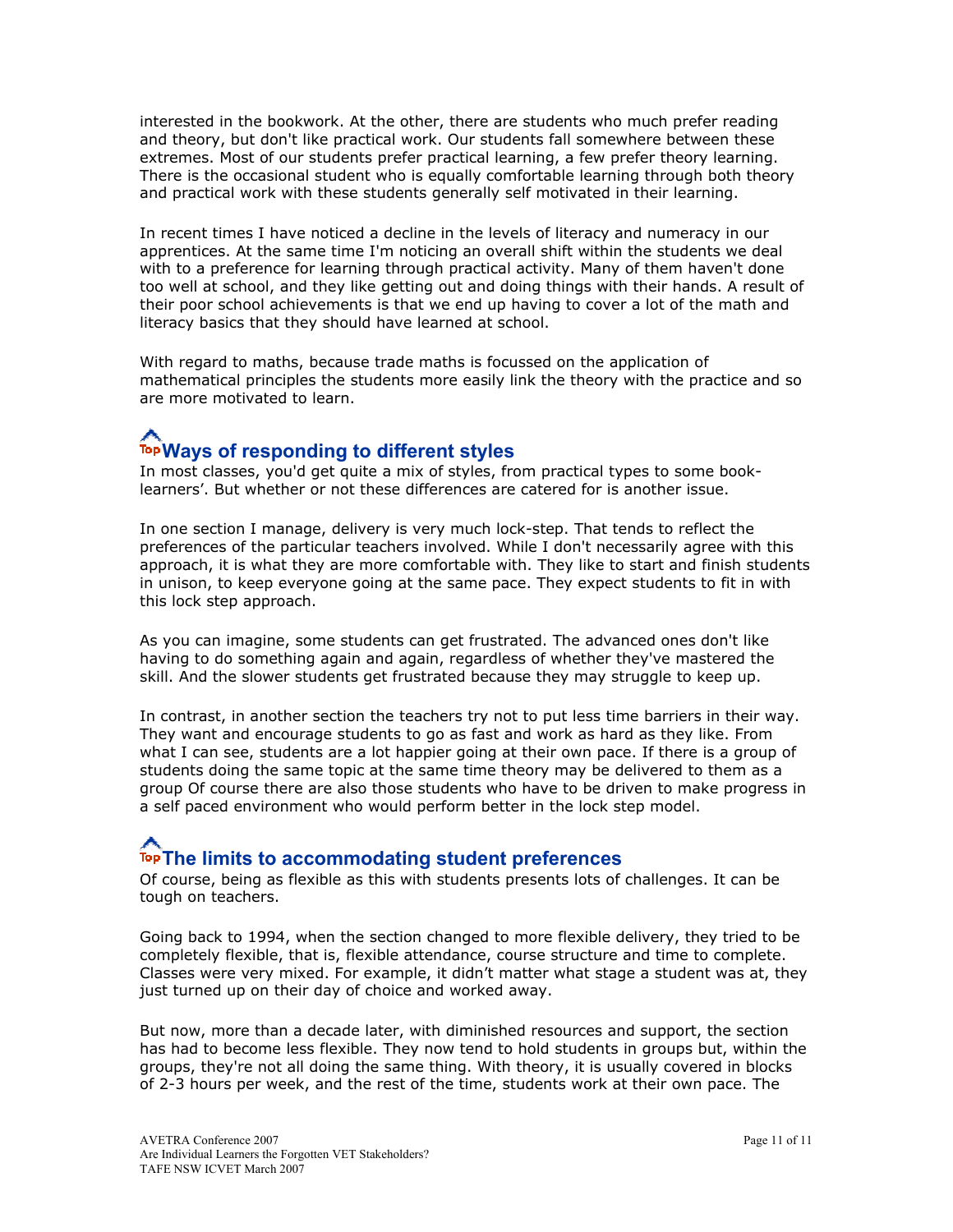interested in the bookwork. At the other, there are students who much prefer reading and theory, but don't like practical work. Our students fall somewhere between these extremes. Most of our students prefer practical learning, a few prefer theory learning. There is the occasional student who is equally comfortable learning through both theory and practical work with these students generally self motivated in their learning.

In recent times I have noticed a decline in the levels of literacy and numeracy in our apprentices. At the same time I'm noticing an overall shift within the students we deal with to a preference for learning through practical activity. Many of them haven't done too well at school, and they like getting out and doing things with their hands. A result of their poor school achievements is that we end up having to cover a lot of the math and literacy basics that they should have learned at school.

With regard to maths, because trade maths is focussed on the application of mathematical principles the students more easily link the theory with the practice and so are more motivated to learn.

## Ways of responding to different styles

In most classes, you'd get quite a mix of styles, from practical types to some book-learners'. But whether or not these differences are catered for is another issue.

In one section I manage, delivery is very much lock-step. That tends to reflect the preferences of the particular teachers involved. While I don't necessarily agree with this approach, it is what they are more comfortable with. They like to start and finish students in unison, to keep everyone going at the same pace. They expect students to fit in with this lock step approach.

As you can imagine, some students can get frustrated. The advanced ones don't like having to do something again and again, regardless of whether they've mastered the skill. And the slower students get frustrated because they may struggle to keep up.

In contrast, in another section the teachers try not to put less time barriers in their way. They want and encourage students to go as fast and work as hard as they like. From what I can see, students are a lot happier going at their own pace. If there is a group of students doing the same topic at the same time theory may be delivered to them as a group Of course there are also those students who have to be driven to make progress in a self paced environment who would perform better in the lock step model.

## The limits to accommodating student preferences

Of course, being as flexible as this with students presents lots of challenges. It can be tough on teachers.

Going back to 1994, when the section changed to more flexible delivery, they tried to be completely flexible, that is, flexible attendance, course structure and time to complete. Classes were very mixed. For example, it didn't matter what stage a student was at, they just turned up on their day of choice and worked away.

But now, more than a decade later, with diminished resources and support, the section has had to become less flexible. They now tend to hold students in groups but, within the groups, they're not all doing the same thing. With theory, it is usually covered in blocks of 2-3 hours per week, and the rest of the time, students work at their own pace. The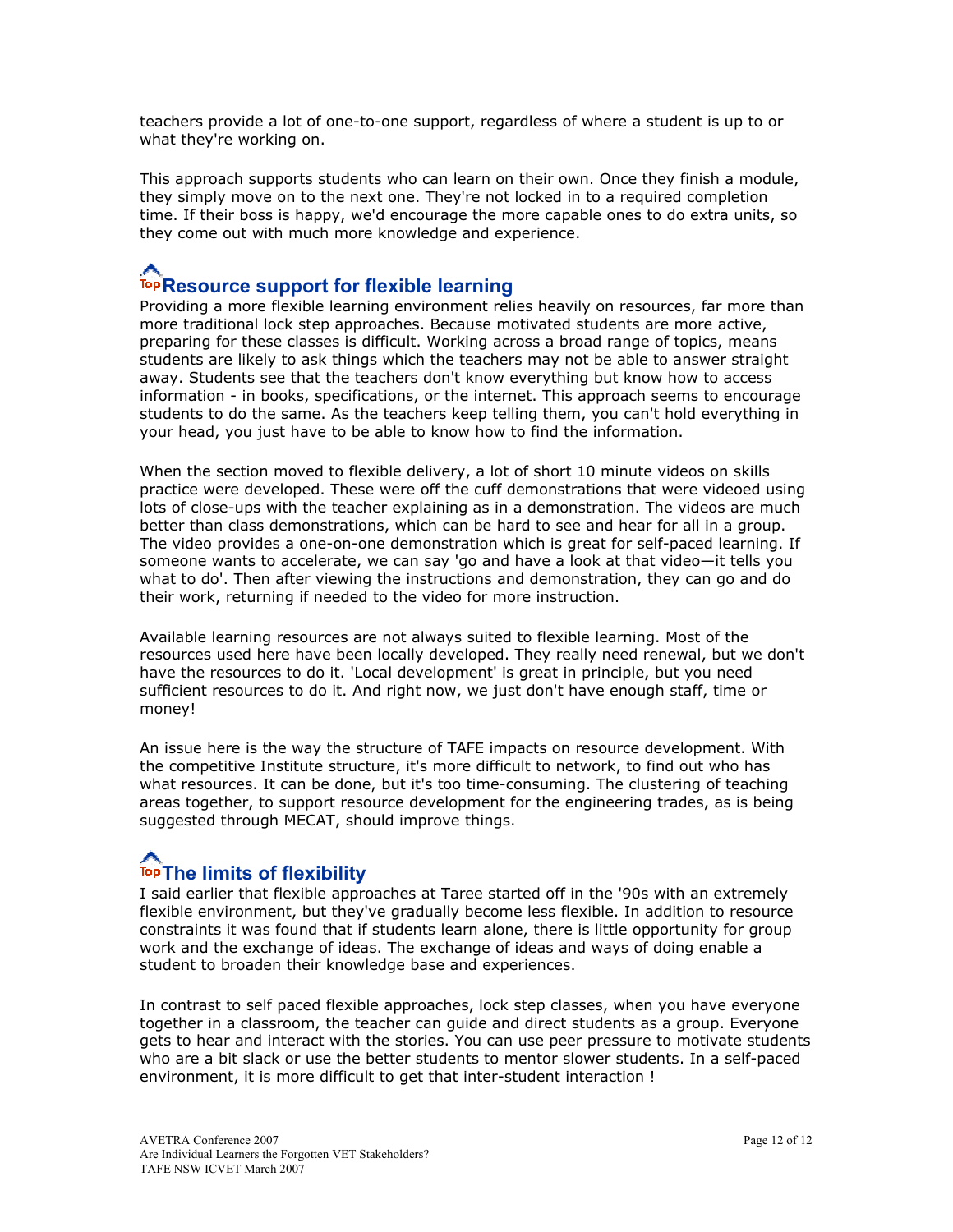teachers provide a lot of one-to-one support, regardless of where a student is up to or what they're working on.

This approach supports students who can learn on their own. Once they finish a module, they simply move on to the next one. They're not locked in to a required completion time. If their boss is happy, we'd encourage the more capable ones to do extra units, so they come out with much more knowledge and experience.

## Resource support for flexible learning

Providing a more flexible learning environment relies heavily on resources, far more than more traditional lock step approaches. Because motivated students are more active, preparing for these classes is difficult. Working across a broad range of topics, means students are likely to ask things which the teachers may not be able to answer straight away. Students see that the teachers don't know everything but know how to access information - in books, specifications, or the internet. This approach seems to encourage students to do the same. As the teachers keep telling them, you can't hold everything in your head, you just have to be able to know how to find the information.

When the section moved to flexible delivery, a lot of short 10 minute videos on skills practice were developed. These were off the cuff demonstrations that were videoed using lots of close-ups with the teacher explaining as in a demonstration. The videos are much better than class demonstrations, which can be hard to see and hear for all in a group. The video provides a one-on-one demonstration which is great for self-paced learning. If someone wants to accelerate, we can say 'go and have a look at that video—it tells you what to do'. Then after viewing the instructions and demonstration, they can go and do their work, returning if needed to the video for more instruction.

Available learning resources are not always suited to flexible learning. Most of the resources used here have been locally developed. They really need renewal, but we don't have the resources to do it. 'Local development' is great in principle, but you need sufficient resources to do it. And right now, we just don't have enough staff, time or money!

An issue here is the way the structure of TAFE impacts on resource development. With the competitive Institute structure, it's more difficult to network, to find out who has what resources. It can be done, but it's too time-consuming. The clustering of teaching areas together, to support resource development for the engineering trades, as is being suggested through MECAT, should improve things.

## The limits of flexibility

I said earlier that flexible approaches at Taree started off in the '90s with an extremely flexible environment, but they've gradually become less flexible. In addition to resource constraints it was found that if students learn alone, there is little opportunity for group work and the exchange of ideas. The exchange of ideas and ways of doing enable a student to broaden their knowledge base and experiences.

In contrast to self paced flexible approaches, lock step classes, when you have everyone together in a classroom, the teacher can guide and direct students as a group. Everyone gets to hear and interact with the stories. You can use peer pressure to motivate students who are a bit slack or use the better students to mentor slower students. In a self-paced environment, it is more difficult to get that inter-student interaction !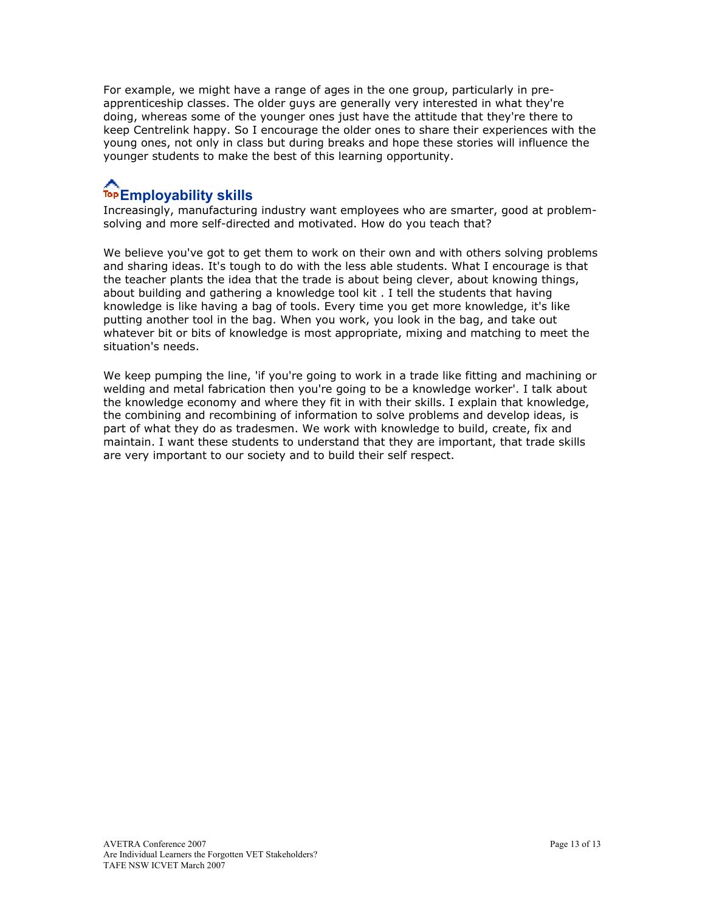For example, we might have a range of ages in the one group, particularly in pre-apprenticeship classes. The older guys are generally very interested in what they're doing, whereas some of the younger ones just have the attitude that they're there to keep Centrelink happy. So I encourage the older ones to share their experiences with the young ones, not only in class but during breaks and hope these stories will influence the younger students to make the best of this learning opportunity.

## Employability skills

Increasingly, manufacturing industry want employees who are smarter, good at problem-solving and more self-directed and motivated. How do you teach that?

We believe you've got to get them to work on their own and with others solving problems and sharing ideas. It's tough to do with the less able students. What I encourage is that the teacher plants the idea that the trade is about being clever, about knowing things, about building and gathering a knowledge tool kit . I tell the students that having knowledge is like having a bag of tools. Every time you get more knowledge, it's like putting another tool in the bag. When you work, you look in the bag, and take out whatever bit or bits of knowledge is most appropriate, mixing and matching to meet the situation's needs.

We keep pumping the line, 'if you're going to work in a trade like fitting and machining or welding and metal fabrication then you're going to be a knowledge worker'. I talk about the knowledge economy and where they fit in with their skills. I explain that knowledge, the combining and recombining of information to solve problems and develop ideas, is part of what they do as tradesmen. We work with knowledge to build, create, fix and maintain. I want these students to understand that they are important, that trade skills are very important to our society and to build their self respect.